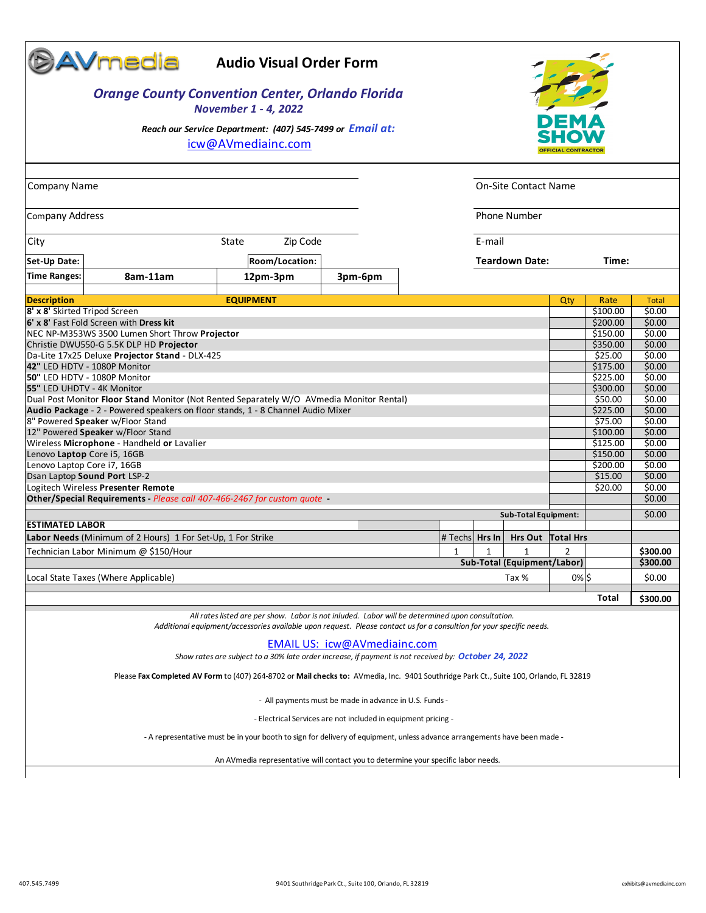# Audio Visual Order Form

**AVmedia**

***Orange County Convention Center, Orlando Florida***
***November 1 - 4, 2022***

***Reach our Service Department: (407) 545-7499 or Email at:***
icw@AVmediainc.com

DEMA SHOW — OFFICIAL CONTRACTOR

| | |
|---|---|
| Company Name | On-Site Contact Name |
| Company Address | Phone Number |
| City State Zip Code | E-mail |
| **Set-Up Date:** **Room/Location:** | **Teardown Date:** **Time:** |
| **Time Ranges:** **8am-11am** **12pm-3pm** **3pm-6pm** | |

| Description | EQUIPMENT | Qty | Rate | Total |
|---|---|---|---|---|
| **8' x 8'** Skirted Tripod Screen | | | $100.00 | $0.00 |
| **6' x 8'** Fast Fold Screen with **Dress kit** | | | $200.00 | $0.00 |
| NEC NP-M353WS 3500 Lumen Short Throw **Projector** | | | $150.00 | $0.00 |
| Christie DWU550-G 5.5K DLP HD **Projector** | | | $350.00 | $0.00 |
| Da-Lite 17x25 Deluxe **Projector Stand** - DLX-425 | | | $25.00 | $0.00 |
| **42"** LED HDTV - 1080P Monitor | | | $175.00 | $0.00 |
| **50"** LED HDTV - 1080P Monitor | | | $225.00 | $0.00 |
| **55"** LED UHDTV - 4K Monitor | | | $300.00 | $0.00 |
| Dual Post Monitor **Floor Stand** Monitor (Not Rented Separately W/O AVmedia Monitor Rental) | | | $50.00 | $0.00 |
| **Audio Package** - 2 - Powered speakers on floor stands, 1 - 8 Channel Audio Mixer | | | $225.00 | $0.00 |
| 8" Powered **Speaker** w/Floor Stand | | | $75.00 | $0.00 |
| 12" Powered **Speaker** w/Floor Stand | | | $100.00 | $0.00 |
| Wireless **Microphone** - Handheld **or** Lavalier | | | $125.00 | $0.00 |
| Lenovo **Laptop** Core i5, 16GB | | | $150.00 | $0.00 |
| Lenovo Laptop Core i7, 16GB | | | $200.00 | $0.00 |
| Dsan Laptop **Sound Port** LSP-2 | | | $15.00 | $0.00 |
| Logitech Wireless **Presenter Remote** | | | $20.00 | $0.00 |
| **Other/Special Requirements -** *Please call 407-466-2467 for custom quote* **-** | | | | $0.00 |
| | | **Sub-Total Equipment:** | | $0.00 |

| ESTIMATED LABOR | # Techs | Hrs In | Hrs Out | Total Hrs | | |
|---|---|---|---|---|---|---|
| **Labor Needs** (Minimum of 2 Hours) 1 For Set-Up, 1 For Strike | | | | | | |
| Technician Labor Minimum @ $150/Hour | 1 | 1 | 1 | 2 | | **$300.00** |
| | | | | **Sub-Total (Equipment/Labor)** | | **$300.00** |
| Local State Taxes (Where Applicable) | | | Tax % | 0% | $ | $0.00 |
| | | | | | **Total** | **$300.00** |

*All rates listed are per show. Labor is not inluded. Labor will be determined upon consultation.*
*Additional equipment/accessories available upon request. Please contact us for a consultion for your specific needs.*

EMAIL US: icw@AVmediainc.com

*Show rates are subject to a 30% late order increase, if payment is not received by:* ***October 24, 2022***

Please **Fax Completed AV Form** to (407) 264-8702 or **Mail checks to:** AVmedia, Inc. 9401 Southridge Park Ct., Suite 100, Orlando, FL 32819

- All payments must be made in advance in U.S. Funds -

- Electrical Services are not included in equipment pricing -

- A representative must be in your booth to sign for delivery of equipment, unless advance arrangements have been made -

An AVmedia representative will contact you to determine your specific labor needs.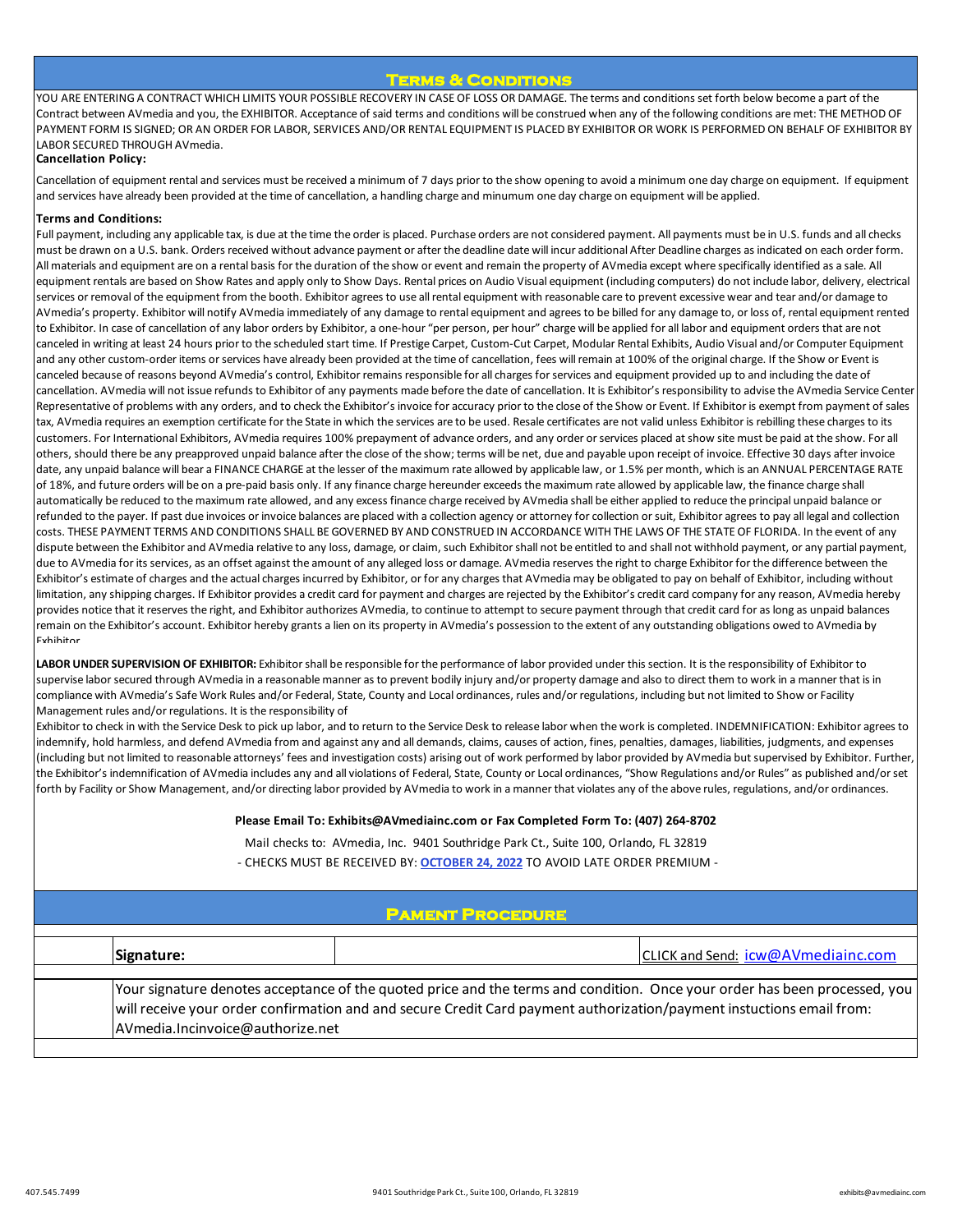## Terms & Conditions

YOU ARE ENTERING A CONTRACT WHICH LIMITS YOUR POSSIBLE RECOVERY IN CASE OF LOSS OR DAMAGE. The terms and conditions set forth below become a part of the Contract between AVmedia and you, the EXHIBITOR. Acceptance of said terms and conditions will be construed when any of the following conditions are met: THE METHOD OF PAYMENT FORM IS SIGNED; OR AN ORDER FOR LABOR, SERVICES AND/OR RENTAL EQUIPMENT IS PLACED BY EXHIBITOR OR WORK IS PERFORMED ON BEHALF OF EXHIBITOR BY LABOR SECURED THROUGH AVmedia.

**Cancellation Policy:**

Cancellation of equipment rental and services must be received a minimum of 7 days prior to the show opening to avoid a minimum one day charge on equipment. If equipment and services have already been provided at the time of cancellation, a handling charge and minumum one day charge on equipment will be applied.

**Terms and Conditions:**

Full payment, including any applicable tax, is due at the time the order is placed. Purchase orders are not considered payment. All payments must be in U.S. funds and all checks must be drawn on a U.S. bank. Orders received without advance payment or after the deadline date will incur additional After Deadline charges as indicated on each order form. All materials and equipment are on a rental basis for the duration of the show or event and remain the property of AVmedia except where specifically identified as a sale. All equipment rentals are based on Show Rates and apply only to Show Days. Rental prices on Audio Visual equipment (including computers) do not include labor, delivery, electrical services or removal of the equipment from the booth. Exhibitor agrees to use all rental equipment with reasonable care to prevent excessive wear and tear and/or damage to AVmedia's property. Exhibitor will notify AVmedia immediately of any damage to rental equipment and agrees to be billed for any damage to, or loss of, rental equipment rented to Exhibitor. In case of cancellation of any labor orders by Exhibitor, a one-hour "per person, per hour" charge will be applied for all labor and equipment orders that are not canceled in writing at least 24 hours prior to the scheduled start time. If Prestige Carpet, Custom-Cut Carpet, Modular Rental Exhibits, Audio Visual and/or Computer Equipment and any other custom-order items or services have already been provided at the time of cancellation, fees will remain at 100% of the original charge. If the Show or Event is canceled because of reasons beyond AVmedia's control, Exhibitor remains responsible for all charges for services and equipment provided up to and including the date of cancellation. AVmedia will not issue refunds to Exhibitor of any payments made before the date of cancellation. It is Exhibitor's responsibility to advise the AVmedia Service Center Representative of problems with any orders, and to check the Exhibitor's invoice for accuracy prior to the close of the Show or Event. If Exhibitor is exempt from payment of sales tax, AVmedia requires an exemption certificate for the State in which the services are to be used. Resale certificates are not valid unless Exhibitor is rebilling these charges to its customers. For International Exhibitors, AVmedia requires 100% prepayment of advance orders, and any order or services placed at show site must be paid at the show. For all others, should there be any preapproved unpaid balance after the close of the show; terms will be net, due and payable upon receipt of invoice. Effective 30 days after invoice date, any unpaid balance will bear a FINANCE CHARGE at the lesser of the maximum rate allowed by applicable law, or 1.5% per month, which is an ANNUAL PERCENTAGE RATE of 18%, and future orders will be on a pre-paid basis only. If any finance charge hereunder exceeds the maximum rate allowed by applicable law, the finance charge shall automatically be reduced to the maximum rate allowed, and any excess finance charge received by AVmedia shall be either applied to reduce the principal unpaid balance or refunded to the payer. If past due invoices or invoice balances are placed with a collection agency or attorney for collection or suit, Exhibitor agrees to pay all legal and collection costs. THESE PAYMENT TERMS AND CONDITIONS SHALL BE GOVERNED BY AND CONSTRUED IN ACCORDANCE WITH THE LAWS OF THE STATE OF FLORIDA. In the event of any dispute between the Exhibitor and AVmedia relative to any loss, damage, or claim, such Exhibitor shall not be entitled to and shall not withhold payment, or any partial payment, due to AVmedia for its services, as an offset against the amount of any alleged loss or damage. AVmedia reserves the right to charge Exhibitor for the difference between the Exhibitor's estimate of charges and the actual charges incurred by Exhibitor, or for any charges that AVmedia may be obligated to pay on behalf of Exhibitor, including without limitation, any shipping charges. If Exhibitor provides a credit card for payment and charges are rejected by the Exhibitor's credit card company for any reason, AVmedia hereby provides notice that it reserves the right, and Exhibitor authorizes AVmedia, to continue to attempt to secure payment through that credit card for as long as unpaid balances remain on the Exhibitor's account. Exhibitor hereby grants a lien on its property in AVmedia's possession to the extent of any outstanding obligations owed to AVmedia by Exhibitor

**LABOR UNDER SUPERVISION OF EXHIBITOR:** Exhibitor shall be responsible for the performance of labor provided under this section. It is the responsibility of Exhibitor to supervise labor secured through AVmedia in a reasonable manner as to prevent bodily injury and/or property damage and also to direct them to work in a manner that is in compliance with AVmedia's Safe Work Rules and/or Federal, State, County and Local ordinances, rules and/or regulations, including but not limited to Show or Facility Management rules and/or regulations. It is the responsibility of Exhibitor to check in with the Service Desk to pick up labor, and to return to the Service Desk to release labor when the work is completed. INDEMNIFICATION: Exhibitor agrees to indemnify, hold harmless, and defend AVmedia from and against any and all demands, claims, causes of action, fines, penalties, damages, liabilities, judgments, and expenses (including but not limited to reasonable attorneys' fees and investigation costs) arising out of work performed by labor provided by AVmedia but supervised by Exhibitor. Further, the Exhibitor's indemnification of AVmedia includes any and all violations of Federal, State, County or Local ordinances, "Show Regulations and/or Rules" as published and/or set forth by Facility or Show Management, and/or directing labor provided by AVmedia to work in a manner that violates any of the above rules, regulations, and/or ordinances.

**Please Email To: Exhibits@AVmediainc.com or Fax Completed Form To: (407) 264-8702**

Mail checks to: AVmedia, Inc. 9401 Southridge Park Ct., Suite 100, Orlando, FL 32819

- CHECKS MUST BE RECEIVED BY: **OCTOBER 24, 2022** TO AVOID LATE ORDER PREMIUM -

## Pament Procedure

| | | |
|---|---|---|
| **Signature:** | | CLICK and Send: icw@AVmediainc.com |

Your signature denotes acceptance of the quoted price and the terms and condition. Once your order has been processed, you will receive your order confirmation and and secure Credit Card payment authorization/payment instuctions email from: AVmedia.Incinvoice@authorize.net